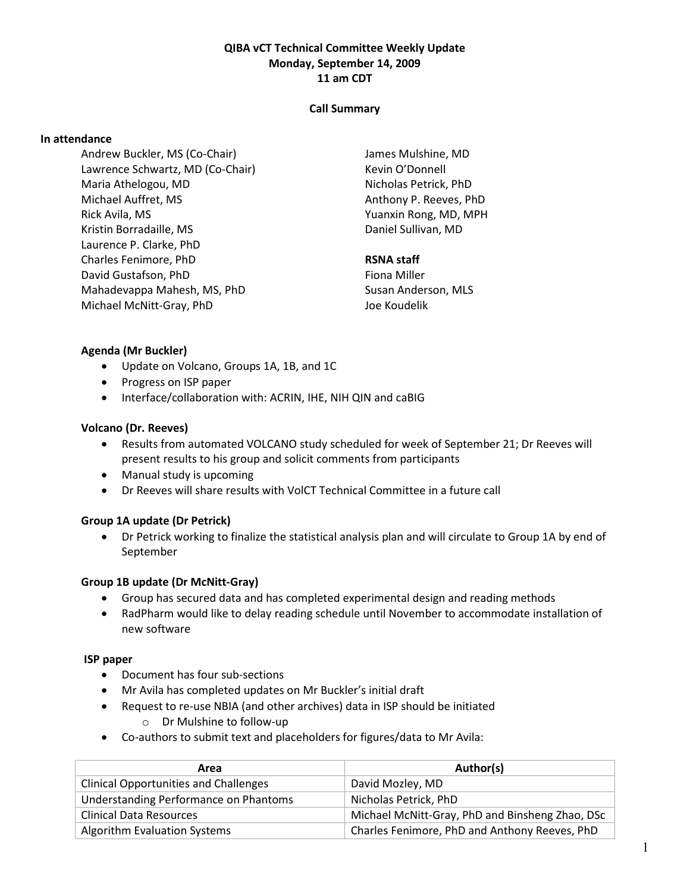# QIBA vCT Technical Committee Weekly Update
## Monday, September 14, 2009
## 11 am CDT

### Call Summary

**In attendance**

Andrew Buckler, MS (Co-Chair)
Lawrence Schwartz, MD (Co-Chair)
Maria Athelogou, MD
Michael Auffret, MS
Rick Avila, MS
Kristin Borradaille, MS
Laurence P. Clarke, PhD
Charles Fenimore, PhD
David Gustafson, PhD
Mahadevappa Mahesh, MS, PhD
Michael McNitt-Gray, PhD
James Mulshine, MD
Kevin O'Donnell
Nicholas Petrick, PhD
Anthony P. Reeves, PhD
Yuanxin Rong, MD, MPH
Daniel Sullivan, MD

**RSNA staff**

Fiona Miller
Susan Anderson, MLS
Joe Koudelik

**Agenda (Mr Buckler)**

- Update on Volcano, Groups 1A, 1B, and 1C
- Progress on ISP paper
- Interface/collaboration with: ACRIN, IHE, NIH QIN and caBIG

**Volcano (Dr. Reeves)**

- Results from automated VOLCANO study scheduled for week of September 21; Dr Reeves will present results to his group and solicit comments from participants
- Manual study is upcoming
- Dr Reeves will share results with VolCT Technical Committee in a future call

**Group 1A update (Dr Petrick)**

- Dr Petrick working to finalize the statistical analysis plan and will circulate to Group 1A by end of September

**Group 1B update (Dr McNitt-Gray)**

- Group has secured data and has completed experimental design and reading methods
- RadPharm would like to delay reading schedule until November to accommodate installation of new software

**ISP paper**

- Document has four sub-sections
- Mr Avila has completed updates on Mr Buckler's initial draft
- Request to re-use NBIA (and other archives) data in ISP should be initiated
  - Dr Mulshine to follow-up
- Co-authors to submit text and placeholders for figures/data to Mr Avila:

| Area | Author(s) |
|---|---|
| Clinical Opportunities and Challenges | David Mozley, MD |
| Understanding Performance on Phantoms | Nicholas Petrick, PhD |
| Clinical Data Resources | Michael McNitt-Gray, PhD and Binsheng Zhao, DSc |
| Algorithm Evaluation Systems | Charles Fenimore, PhD and Anthony Reeves, PhD |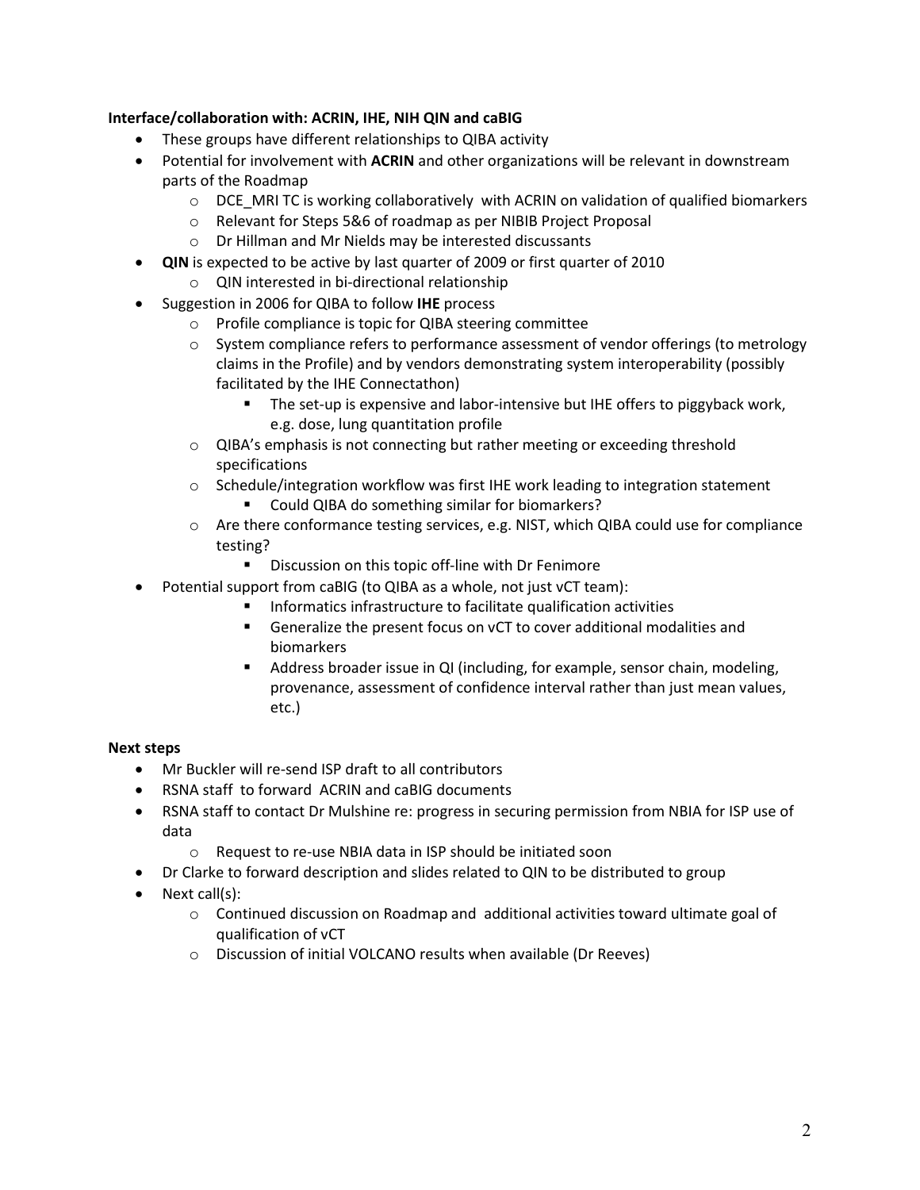**Interface/collaboration with: ACRIN, IHE, NIH QIN and caBIG**

- These groups have different relationships to QIBA activity
- Potential for involvement with **ACRIN** and other organizations will be relevant in downstream parts of the Roadmap
    - DCE_MRI TC is working collaboratively with ACRIN on validation of qualified biomarkers
    - Relevant for Steps 5&6 of roadmap as per NIBIB Project Proposal
    - Dr Hillman and Mr Nields may be interested discussants
- **QIN** is expected to be active by last quarter of 2009 or first quarter of 2010
    - QIN interested in bi-directional relationship
- Suggestion in 2006 for QIBA to follow **IHE** process
    - Profile compliance is topic for QIBA steering committee
    - System compliance refers to performance assessment of vendor offerings (to metrology claims in the Profile) and by vendors demonstrating system interoperability (possibly facilitated by the IHE Connectathon)
        - The set-up is expensive and labor-intensive but IHE offers to piggyback work, e.g. dose, lung quantitation profile
    - QIBA's emphasis is not connecting but rather meeting or exceeding threshold specifications
    - Schedule/integration workflow was first IHE work leading to integration statement
        - Could QIBA do something similar for biomarkers?
    - Are there conformance testing services, e.g. NIST, which QIBA could use for compliance testing?
        - Discussion on this topic off-line with Dr Fenimore
- Potential support from caBIG (to QIBA as a whole, not just vCT team):
    - Informatics infrastructure to facilitate qualification activities
    - Generalize the present focus on vCT to cover additional modalities and biomarkers
    - Address broader issue in QI (including, for example, sensor chain, modeling, provenance, assessment of confidence interval rather than just mean values, etc.)

**Next steps**

- Mr Buckler will re-send ISP draft to all contributors
- RSNA staff to forward ACRIN and caBIG documents
- RSNA staff to contact Dr Mulshine re: progress in securing permission from NBIA for ISP use of data
    - Request to re-use NBIA data in ISP should be initiated soon
- Dr Clarke to forward description and slides related to QIN to be distributed to group
- Next call(s):
    - Continued discussion on Roadmap and additional activities toward ultimate goal of qualification of vCT
    - Discussion of initial VOLCANO results when available (Dr Reeves)